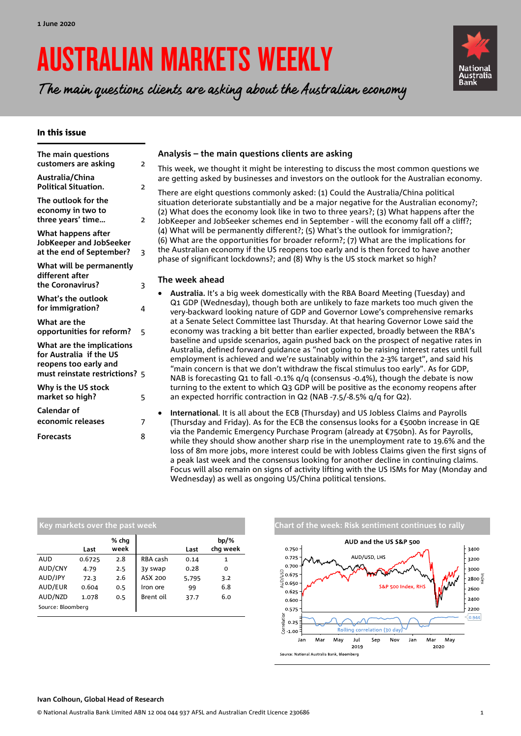1 June 2020

# AUSTRALIAN MARKETS WEEKLY

*The main questions clients are asking about the Australian economy*

## In this issue

| | |
|---|---|
| The main questions customers are asking | 2 |
| Australia/China Political Situation. | 2 |
| The outlook for the economy in two to three years' time... | 2 |
| What happens after JobKeeper and JobSeeker at the end of September? | 3 |
| What will be permanently different after the Coronavirus? | 3 |
| What's the outlook for immigration? | 4 |
| What are the opportunities for reform? | 5 |
| What are the implications for Australia if the US reopens too early and must reinstate restrictions? | 5 |
| Why is the US stock market so high? | 5 |
| Calendar of economic releases | 7 |
| Forecasts | 8 |

## Analysis – the main questions clients are asking

This week, we thought it might be interesting to discuss the most common questions we are getting asked by businesses and investors on the outlook for the Australian economy.

There are eight questions commonly asked: (1) Could the Australia/China political situation deteriorate substantially and be a major negative for the Australian economy?; (2) What does the economy look like in two to three years?; (3) What happens after the JobKeeper and JobSeeker schemes end in September - will the economy fall off a cliff?; (4) What will be permanently different?; (5) What's the outlook for immigration?; (6) What are the opportunities for broader reform?; (7) What are the implications for the Australian economy if the US reopens too early and is then forced to have another phase of significant lockdowns?; and (8) Why is the US stock market so high?

## The week ahead

- **Australia.** It's a big week domestically with the RBA Board Meeting (Tuesday) and Q1 GDP (Wednesday), though both are unlikely to faze markets too much given the very-backward looking nature of GDP and Governor Lowe's comprehensive remarks at a Senate Select Committee last Thursday. At that hearing Governor Lowe said the economy was tracking a bit better than earlier expected, broadly between the RBA's baseline and upside scenarios, again pushed back on the prospect of negative rates in Australia, defined forward guidance as "not going to be raising interest rates until full employment is achieved and we're sustainably within the 2-3% target", and said his "main concern is that we don't withdraw the fiscal stimulus too early". As for GDP, NAB is forecasting Q1 to fall -0.1% q/q (consensus -0.4%), though the debate is now turning to the extent to which Q3 GDP will be positive as the economy reopens after an expected horrific contraction in Q2 (NAB -7.5/-8.5% q/q for Q2).
- **International**. It is all about the ECB (Thursday) and US Jobless Claims and Payrolls (Thursday and Friday). As for the ECB the consensus looks for a €500bn increase in QE via the Pandemic Emergency Purchase Program (already at €750bn). As for Payrolls, while they should show another sharp rise in the unemployment rate to 19.6% and the loss of 8m more jobs, more interest could be with Jobless Claims given the first signs of a peak last week and the consensus looking for another decline in continuing claims. Focus will also remain on signs of activity lifting with the US ISMs for May (Monday and Wednesday) as well as ongoing US/China political tensions.

### Key markets over the past week

| | Last | % chg week | | Last | bp/% chg week |
|---|---|---|---|---|---|
| AUD | 0.6725 | 2.8 | RBA cash | 0.14 | 1 |
| AUD/CNY | 4.79 | 2.5 | 3y swap | 0.28 | 0 |
| AUD/JPY | 72.3 | 2.6 | ASX 200 | 5,795 | 3.2 |
| AUD/EUR | 0.604 | 0.5 | Iron ore | 99 | 6.8 |
| AUD/NZD | 1.078 | 0.5 | Brent oil | 37.7 | 6.0 |

Source: Bloomberg

### Chart of the week: Risk sentiment continues to rally

AUD and the US S&P 500

Source: National Australia Bank, Bloomberg

Ivan Colhoun, Global Head of Research

© National Australia Bank Limited ABN 12 004 044 937 AFSL and Australian Credit Licence 230686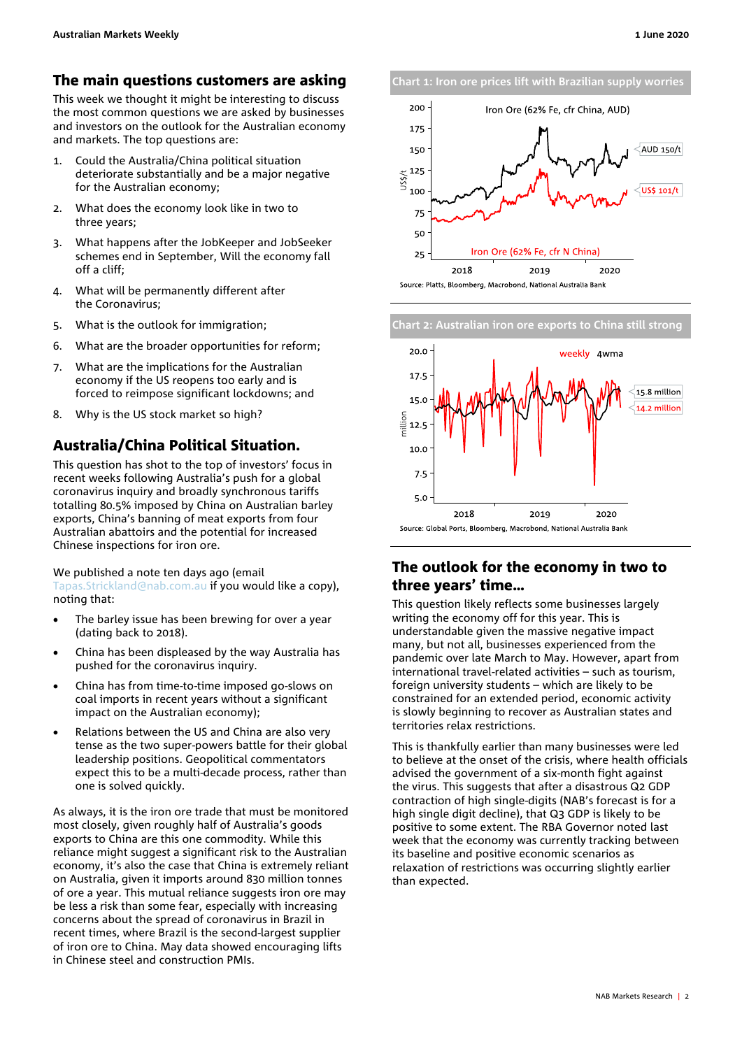## The main questions customers are asking

This week we thought it might be interesting to discuss the most common questions we are asked by businesses and investors on the outlook for the Australian economy and markets. The top questions are:

1. Could the Australia/China political situation deteriorate substantially and be a major negative for the Australian economy;
2. What does the economy look like in two to three years;
3. What happens after the JobKeeper and JobSeeker schemes end in September, Will the economy fall off a cliff;
4. What will be permanently different after the Coronavirus;
5. What is the outlook for immigration;
6. What are the broader opportunities for reform;
7. What are the implications for the Australian economy if the US reopens too early and is forced to reimpose significant lockdowns; and
8. Why is the US stock market so high?

## Australia/China Political Situation.

This question has shot to the top of investors' focus in recent weeks following Australia's push for a global coronavirus inquiry and broadly synchronous tariffs totalling 80.5% imposed by China on Australian barley exports, China's banning of meat exports from four Australian abattoirs and the potential for increased Chinese inspections for iron ore.

We published a note ten days ago (email Tapas.Strickland@nab.com.au if you would like a copy), noting that:

- The barley issue has been brewing for over a year (dating back to 2018).
- China has been displeased by the way Australia has pushed for the coronavirus inquiry.
- China has from time-to-time imposed go-slows on coal imports in recent years without a significant impact on the Australian economy);
- Relations between the US and China are also very tense as the two super-powers battle for their global leadership positions. Geopolitical commentators expect this to be a multi-decade process, rather than one is solved quickly.

As always, it is the iron ore trade that must be monitored most closely, given roughly half of Australia's goods exports to China are this one commodity. While this reliance might suggest a significant risk to the Australian economy, it's also the case that China is extremely reliant on Australia, given it imports around 830 million tonnes of ore a year. This mutual reliance suggests iron ore may be less a risk than some fear, especially with increasing concerns about the spread of coronavirus in Brazil in recent times, where Brazil is the second-largest supplier of iron ore to China. May data showed encouraging lifts in Chinese steel and construction PMIs.

**Chart 1: Iron ore prices lift with Brazilian supply worries**

Source: Platts, Bloomberg, Macrobond, National Australia Bank

**Chart 2: Australian iron ore exports to China still strong**

Source: Global Ports, Bloomberg, Macrobond, National Australia Bank

## The outlook for the economy in two to three years' time…

This question likely reflects some businesses largely writing the economy off for this year. This is understandable given the massive negative impact many, but not all, businesses experienced from the pandemic over late March to May. However, apart from international travel-related activities – such as tourism, foreign university students – which are likely to be constrained for an extended period, economic activity is slowly beginning to recover as Australian states and territories relax restrictions.

This is thankfully earlier than many businesses were led to believe at the onset of the crisis, where health officials advised the government of a six-month fight against the virus. This suggests that after a disastrous Q2 GDP contraction of high single-digits (NAB's forecast is for a high single digit decline), that Q3 GDP is likely to be positive to some extent. The RBA Governor noted last week that the economy was currently tracking between its baseline and positive economic scenarios as relaxation of restrictions was occurring slightly earlier than expected.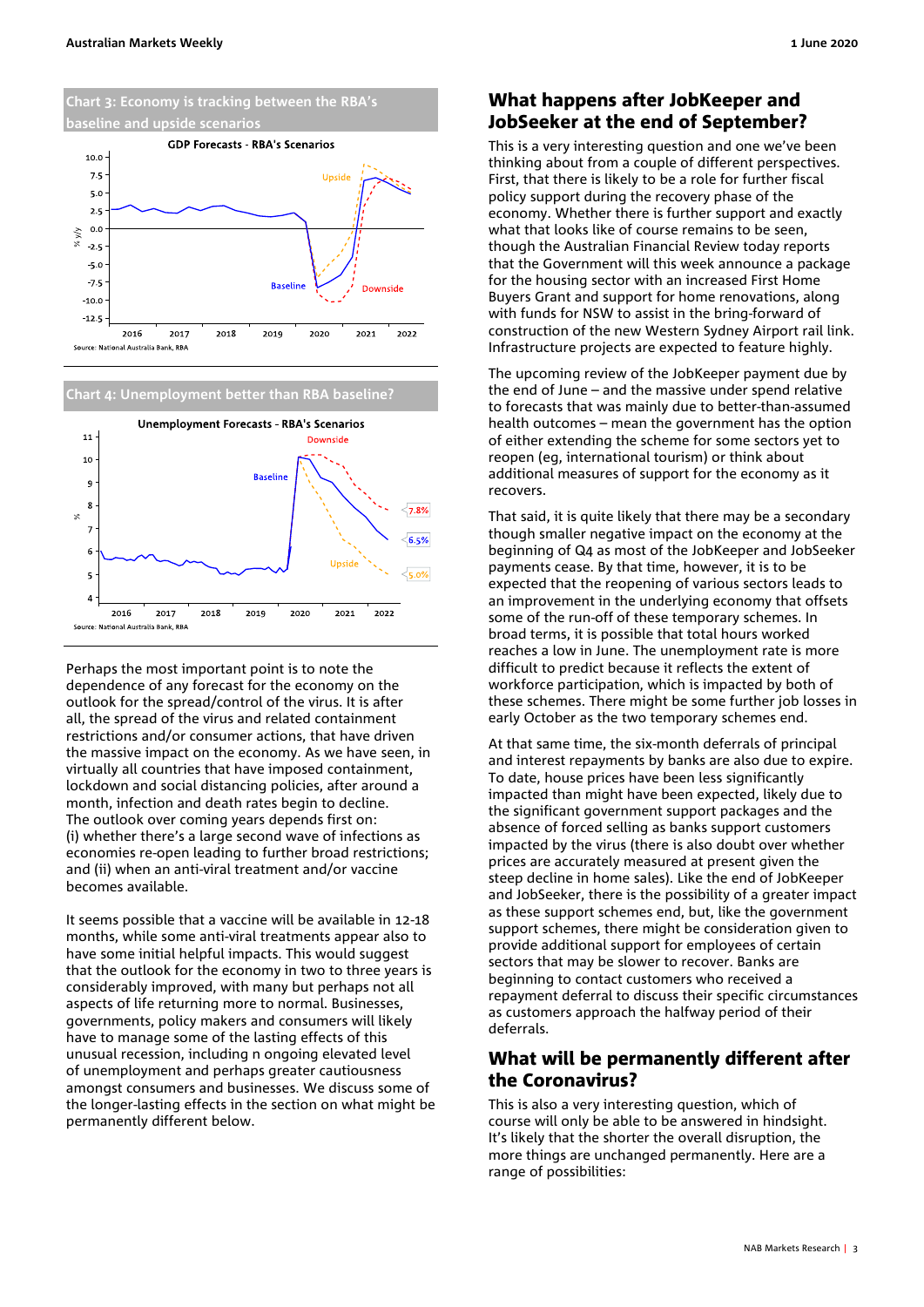**Chart 3: Economy is tracking between the RBA's baseline and upside scenarios**

Source: National Australia Bank, RBA

**Chart 4: Unemployment better than RBA baseline?**

Source: National Australia Bank, RBA

Perhaps the most important point is to note the dependence of any forecast for the economy on the outlook for the spread/control of the virus. It is after all, the spread of the virus and related containment restrictions and/or consumer actions, that have driven the massive impact on the economy. As we have seen, in virtually all countries that have imposed containment, lockdown and social distancing policies, after around a month, infection and death rates begin to decline. The outlook over coming years depends first on: (i) whether there's a large second wave of infections as economies re-open leading to further broad restrictions; and (ii) when an anti-viral treatment and/or vaccine becomes available.

It seems possible that a vaccine will be available in 12-18 months, while some anti-viral treatments appear also to have some initial helpful impacts. This would suggest that the outlook for the economy in two to three years is considerably improved, with many but perhaps not all aspects of life returning more to normal. Businesses, governments, policy makers and consumers will likely have to manage some of the lasting effects of this unusual recession, including n ongoing elevated level of unemployment and perhaps greater cautiousness amongst consumers and businesses. We discuss some of the longer-lasting effects in the section on what might be permanently different below.

## What happens after JobKeeper and JobSeeker at the end of September?

This is a very interesting question and one we've been thinking about from a couple of different perspectives. First, that there is likely to be a role for further fiscal policy support during the recovery phase of the economy. Whether there is further support and exactly what that looks like of course remains to be seen, though the Australian Financial Review today reports that the Government will this week announce a package for the housing sector with an increased First Home Buyers Grant and support for home renovations, along with funds for NSW to assist in the bring-forward of construction of the new Western Sydney Airport rail link. Infrastructure projects are expected to feature highly.

The upcoming review of the JobKeeper payment due by the end of June – and the massive under spend relative to forecasts that was mainly due to better-than-assumed health outcomes – mean the government has the option of either extending the scheme for some sectors yet to reopen (eg, international tourism) or think about additional measures of support for the economy as it recovers.

That said, it is quite likely that there may be a secondary though smaller negative impact on the economy at the beginning of Q4 as most of the JobKeeper and JobSeeker payments cease. By that time, however, it is to be expected that the reopening of various sectors leads to an improvement in the underlying economy that offsets some of the run-off of these temporary schemes. In broad terms, it is possible that total hours worked reaches a low in June. The unemployment rate is more difficult to predict because it reflects the extent of workforce participation, which is impacted by both of these schemes. There might be some further job losses in early October as the two temporary schemes end.

At that same time, the six-month deferrals of principal and interest repayments by banks are also due to expire. To date, house prices have been less significantly impacted than might have been expected, likely due to the significant government support packages and the absence of forced selling as banks support customers impacted by the virus (there is also doubt over whether prices are accurately measured at present given the steep decline in home sales). Like the end of JobKeeper and JobSeeker, there is the possibility of a greater impact as these support schemes end, but, like the government support schemes, there might be consideration given to provide additional support for employees of certain sectors that may be slower to recover. Banks are beginning to contact customers who received a repayment deferral to discuss their specific circumstances as customers approach the halfway period of their deferrals.

## What will be permanently different after the Coronavirus?

This is also a very interesting question, which of course will only be able to be answered in hindsight. It's likely that the shorter the overall disruption, the more things are unchanged permanently. Here are a range of possibilities: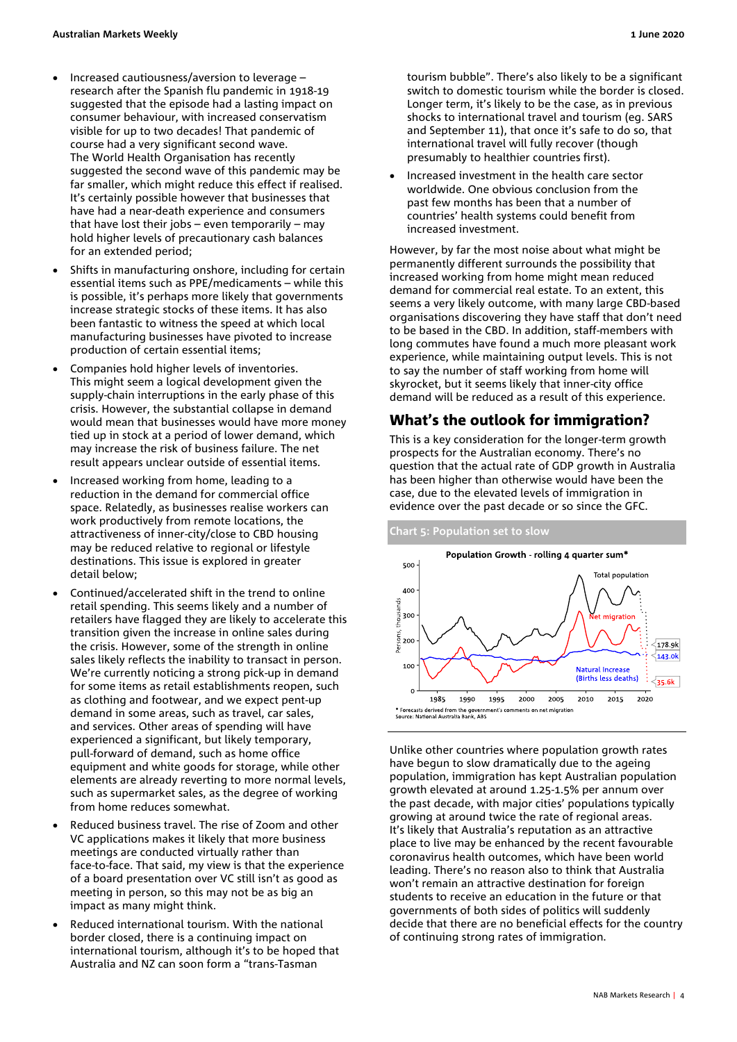- Increased cautiousness/aversion to leverage – research after the Spanish flu pandemic in 1918-19 suggested that the episode had a lasting impact on consumer behaviour, with increased conservatism visible for up to two decades! That pandemic of course had a very significant second wave. The World Health Organisation has recently suggested the second wave of this pandemic may be far smaller, which might reduce this effect if realised. It's certainly possible however that businesses that have had a near-death experience and consumers that have lost their jobs – even temporarily – may hold higher levels of precautionary cash balances for an extended period;
- Shifts in manufacturing onshore, including for certain essential items such as PPE/medicaments – while this is possible, it's perhaps more likely that governments increase strategic stocks of these items. It has also been fantastic to witness the speed at which local manufacturing businesses have pivoted to increase production of certain essential items;
- Companies hold higher levels of inventories. This might seem a logical development given the supply-chain interruptions in the early phase of this crisis. However, the substantial collapse in demand would mean that businesses would have more money tied up in stock at a period of lower demand, which may increase the risk of business failure. The net result appears unclear outside of essential items.
- Increased working from home, leading to a reduction in the demand for commercial office space. Relatedly, as businesses realise workers can work productively from remote locations, the attractiveness of inner-city/close to CBD housing may be reduced relative to regional or lifestyle destinations. This issue is explored in greater detail below;
- Continued/accelerated shift in the trend to online retail spending. This seems likely and a number of retailers have flagged they are likely to accelerate this transition given the increase in online sales during the crisis. However, some of the strength in online sales likely reflects the inability to transact in person. We're currently noticing a strong pick-up in demand for some items as retail establishments reopen, such as clothing and footwear, and we expect pent-up demand in some areas, such as travel, car sales, and services. Other areas of spending will have experienced a significant, but likely temporary, pull-forward of demand, such as home office equipment and white goods for storage, while other elements are already reverting to more normal levels, such as supermarket sales, as the degree of working from home reduces somewhat.
- Reduced business travel. The rise of Zoom and other VC applications makes it likely that more business meetings are conducted virtually rather than face-to-face. That said, my view is that the experience of a board presentation over VC still isn't as good as meeting in person, so this may not be as big an impact as many might think.
- Reduced international tourism. With the national border closed, there is a continuing impact on international tourism, although it's to be hoped that Australia and NZ can soon form a "trans-Tasman tourism bubble". There's also likely to be a significant switch to domestic tourism while the border is closed. Longer term, it's likely to be the case, as in previous shocks to international travel and tourism (eg. SARS and September 11), that once it's safe to do so, that international travel will fully recover (though presumably to healthier countries first).
- Increased investment in the health care sector worldwide. One obvious conclusion from the past few months has been that a number of countries' health systems could benefit from increased investment.

However, by far the most noise about what might be permanently different surrounds the possibility that increased working from home might mean reduced demand for commercial real estate. To an extent, this seems a very likely outcome, with many large CBD-based organisations discovering they have staff that don't need to be based in the CBD. In addition, staff-members with long commutes have found a much more pleasant work experience, while maintaining output levels. This is not to say the number of staff working from home will skyrocket, but it seems likely that inner-city office demand will be reduced as a result of this experience.

## What's the outlook for immigration?

This is a key consideration for the longer-term growth prospects for the Australian economy. There's no question that the actual rate of GDP growth in Australia has been higher than otherwise would have been the case, due to the elevated levels of immigration in evidence over the past decade or so since the GFC.

**Chart 5: Population set to slow**

Population Growth - rolling 4 quarter sum*

Total population; Net migration; Natural Increase (Births less deaths); 178.9k; 143.0k; 35.6k

Persons, thousands

\* Forecasts derived from the government's comments on net migration
Source: National Australia Bank, ABS

Unlike other countries where population growth rates have begun to slow dramatically due to the ageing population, immigration has kept Australian population growth elevated at around 1.25-1.5% per annum over the past decade, with major cities' populations typically growing at around twice the rate of regional areas. It's likely that Australia's reputation as an attractive place to live may be enhanced by the recent favourable coronavirus health outcomes, which have been world leading. There's no reason also to think that Australia won't remain an attractive destination for foreign students to receive an education in the future or that governments of both sides of politics will suddenly decide that there are no beneficial effects for the country of continuing strong rates of immigration.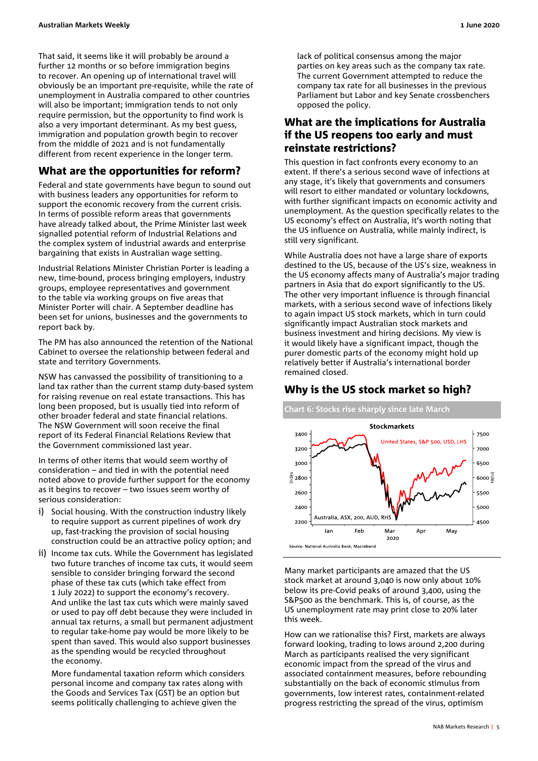That said, it seems like it will probably be around a further 12 months or so before immigration begins to recover. An opening up of international travel will obviously be an important pre-requisite, while the rate of unemployment in Australia compared to other countries will also be important; immigration tends to not only require permission, but the opportunity to find work is also a very important determinant. As my best guess, immigration and population growth begin to recover from the middle of 2021 and is not fundamentally different from recent experience in the longer term.

## What are the opportunities for reform?

Federal and state governments have begun to sound out with business leaders any opportunities for reform to support the economic recovery from the current crisis. In terms of possible reform areas that governments have already talked about, the Prime Minister last week signalled potential reform of Industrial Relations and the complex system of industrial awards and enterprise bargaining that exists in Australian wage setting.

Industrial Relations Minister Christian Porter is leading a new, time-bound, process bringing employers, industry groups, employee representatives and government to the table via working groups on five areas that Minister Porter will chair. A September deadline has been set for unions, businesses and the governments to report back by.

The PM has also announced the retention of the National Cabinet to oversee the relationship between federal and state and territory Governments.

NSW has canvassed the possibility of transitioning to a land tax rather than the current stamp duty-based system for raising revenue on real estate transactions. This has long been proposed, but is usually tied into reform of other broader federal and state financial relations. The NSW Government will soon receive the final report of its Federal Financial Relations Review that the Government commissioned last year.

In terms of other items that would seem worthy of consideration – and tied in with the potential need noted above to provide further support for the economy as it begins to recover – two issues seem worthy of serious consideration:

i) Social housing. With the construction industry likely to require support as current pipelines of work dry up, fast-tracking the provision of social housing construction could be an attractive policy option; and

ii) Income tax cuts. While the Government has legislated two future tranches of income tax cuts, it would seem sensible to consider bringing forward the second phase of these tax cuts (which take effect from 1 July 2022) to support the economy's recovery. And unlike the last tax cuts which were mainly saved or used to pay off debt because they were included in annual tax returns, a small but permanent adjustment to regular take-home pay would be more likely to be spent than saved. This would also support businesses as the spending would be recycled throughout the economy.

   More fundamental taxation reform which considers personal income and company tax rates along with the Goods and Services Tax (GST) be an option but seems politically challenging to achieve given the lack of political consensus among the major parties on key areas such as the company tax rate. The current Government attempted to reduce the company tax rate for all businesses in the previous Parliament but Labor and key Senate crossbenchers opposed the policy.

## What are the implications for Australia if the US reopens too early and must reinstate restrictions?

This question in fact confronts every economy to an extent. If there's a serious second wave of infections at any stage, it's likely that governments and consumers will resort to either mandated or voluntary lockdowns, with further significant impacts on economic activity and unemployment. As the question specifically relates to the US economy's effect on Australia, it's worth noting that the US influence on Australia, while mainly indirect, is still very significant.

While Australia does not have a large share of exports destined to the US, because of the US's size, weakness in the US economy affects many of Australia's major trading partners in Asia that do export significantly to the US. The other very important influence is through financial markets, with a serious second wave of infections likely to again impact US stock markets, which in turn could significantly impact Australian stock markets and business investment and hiring decisions. My view is it would likely have a significant impact, though the purer domestic parts of the economy might hold up relatively better if Australia's international border remained closed.

## Why is the US stock market so high?

**Chart 6: Stocks rise sharply since late March**

Source: National Australia Bank, Macrobond

Many market participants are amazed that the US stock market at around 3,040 is now only about 10% below its pre-Covid peaks of around 3,400, using the S&P500 as the benchmark. This is, of course, as the US unemployment rate may print close to 20% later this week.

How can we rationalise this? First, markets are always forward looking, trading to lows around 2,200 during March as participants realised the very significant economic impact from the spread of the virus and associated containment measures, before rebounding substantially on the back of economic stimulus from governments, low interest rates, containment-related progress restricting the spread of the virus, optimism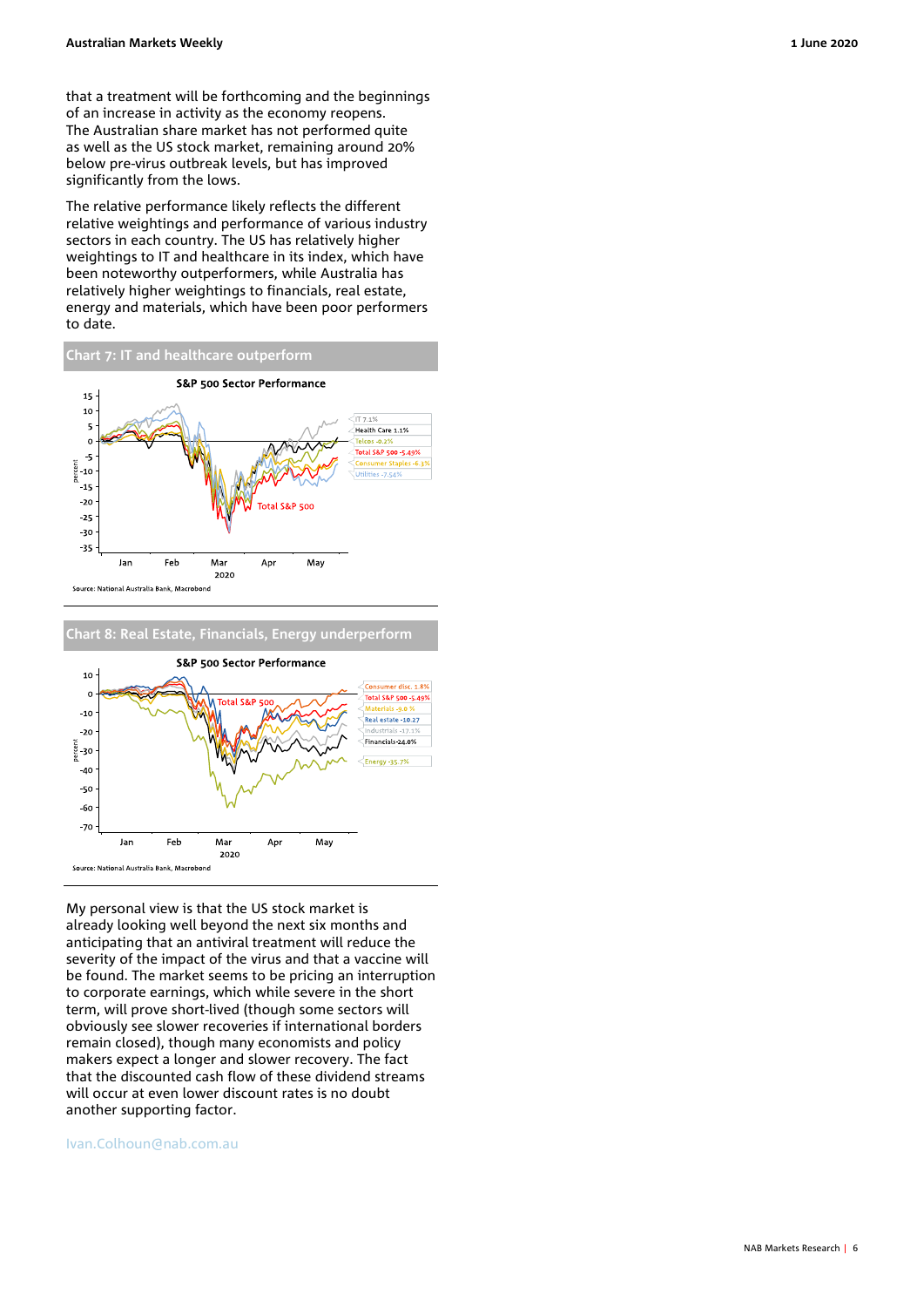that a treatment will be forthcoming and the beginnings of an increase in activity as the economy reopens. The Australian share market has not performed quite as well as the US stock market, remaining around 20% below pre-virus outbreak levels, but has improved significantly from the lows.

The relative performance likely reflects the different relative weightings and performance of various industry sectors in each country. The US has relatively higher weightings to IT and healthcare in its index, which have been noteworthy outperformers, while Australia has relatively higher weightings to financials, real estate, energy and materials, which have been poor performers to date.

**Chart 7: IT and healthcare outperform**

Source: National Australia Bank, Macrobond

**Chart 8: Real Estate, Financials, Energy underperform**

Source: National Australia Bank, Macrobond

My personal view is that the US stock market is already looking well beyond the next six months and anticipating that an antiviral treatment will reduce the severity of the impact of the virus and that a vaccine will be found. The market seems to be pricing an interruption to corporate earnings, which while severe in the short term, will prove short-lived (though some sectors will obviously see slower recoveries if international borders remain closed), though many economists and policy makers expect a longer and slower recovery. The fact that the discounted cash flow of these dividend streams will occur at even lower discount rates is no doubt another supporting factor.

Ivan.Colhoun@nab.com.au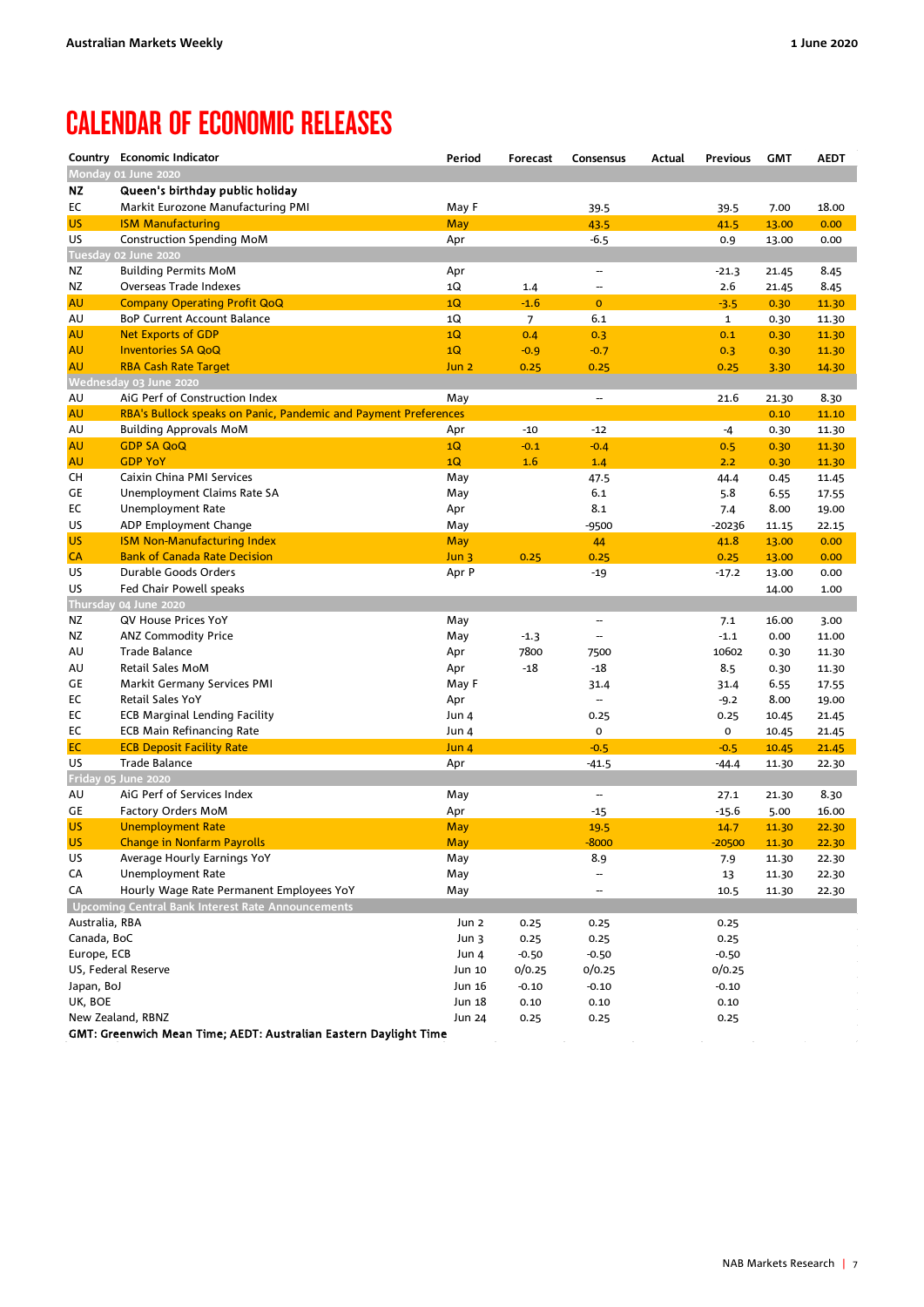# CALENDAR OF ECONOMIC RELEASES

| Country | Economic Indicator | Period | Forecast | Consensus | Actual | Previous | GMT | AEDT |
|---|---|---|---|---|---|---|---|---|
| **Monday 01 June 2020** | | | | | | | | |
| **NZ** | **Queen's birthday public holiday** | | | | | | | |
| EC | Markit Eurozone Manufacturing PMI | May F | | 39.5 | | 39.5 | 7.00 | 18.00 |
| US | ISM Manufacturing | May | | 43.5 | | 41.5 | 13.00 | 0.00 |
| US | Construction Spending MoM | Apr | | -6.5 | | 0.9 | 13.00 | 0.00 |
| **Tuesday 02 June 2020** | | | | | | | | |
| NZ | Building Permits MoM | Apr | | -- | | -21.3 | 21.45 | 8.45 |
| NZ | Overseas Trade Indexes | 1Q | 1.4 | -- | | 2.6 | 21.45 | 8.45 |
| AU | Company Operating Profit QoQ | 1Q | -1.6 | 0 | | -3.5 | 0.30 | 11.30 |
| AU | BoP Current Account Balance | 1Q | 7 | 6.1 | | 1 | 0.30 | 11.30 |
| AU | Net Exports of GDP | 1Q | 0.4 | 0.3 | | 0.1 | 0.30 | 11.30 |
| AU | Inventories SA QoQ | 1Q | -0.9 | -0.7 | | 0.3 | 0.30 | 11.30 |
| AU | RBA Cash Rate Target | Jun 2 | 0.25 | 0.25 | | 0.25 | 3.30 | 14.30 |
| **Wednesday 03 June 2020** | | | | | | | | |
| AU | AiG Perf of Construction Index | May | | -- | | 21.6 | 21.30 | 8.30 |
| AU | RBA's Bullock speaks on Panic, Pandemic and Payment Preferences | | | | | | 0.10 | 11.10 |
| AU | Building Approvals MoM | Apr | -10 | -12 | | -4 | 0.30 | 11.30 |
| AU | GDP SA QoQ | 1Q | -0.1 | -0.4 | | 0.5 | 0.30 | 11.30 |
| AU | GDP YoY | 1Q | 1.6 | 1.4 | | 2.2 | 0.30 | 11.30 |
| CH | Caixin China PMI Services | May | | 47.5 | | 44.4 | 0.45 | 11.45 |
| GE | Unemployment Claims Rate SA | May | | 6.1 | | 5.8 | 6.55 | 17.55 |
| EC | Unemployment Rate | Apr | | 8.1 | | 7.4 | 8.00 | 19.00 |
| US | ADP Employment Change | May | | -9500 | | -20236 | 11.15 | 22.15 |
| US | ISM Non-Manufacturing Index | May | | 44 | | 41.8 | 13.00 | 0.00 |
| CA | Bank of Canada Rate Decision | Jun 3 | 0.25 | 0.25 | | 0.25 | 13.00 | 0.00 |
| US | Durable Goods Orders | Apr P | | -19 | | -17.2 | 13.00 | 0.00 |
| US | Fed Chair Powell speaks | | | | | | 14.00 | 1.00 |
| **Thursday 04 June 2020** | | | | | | | | |
| NZ | QV House Prices YoY | May | | -- | | 7.1 | 16.00 | 3.00 |
| NZ | ANZ Commodity Price | May | -1.3 | -- | | -1.1 | 0.00 | 11.00 |
| AU | Trade Balance | Apr | 7800 | 7500 | | 10602 | 0.30 | 11.30 |
| AU | Retail Sales MoM | Apr | -18 | -18 | | 8.5 | 0.30 | 11.30 |
| GE | Markit Germany Services PMI | May F | | 31.4 | | 31.4 | 6.55 | 17.55 |
| EC | Retail Sales YoY | Apr | | -- | | -9.2 | 8.00 | 19.00 |
| EC | ECB Marginal Lending Facility | Jun 4 | | 0.25 | | 0.25 | 10.45 | 21.45 |
| EC | ECB Main Refinancing Rate | Jun 4 | | 0 | | 0 | 10.45 | 21.45 |
| EC | ECB Deposit Facility Rate | Jun 4 | | -0.5 | | -0.5 | 10.45 | 21.45 |
| US | Trade Balance | Apr | | -41.5 | | -44.4 | 11.30 | 22.30 |
| **Friday 05 June 2020** | | | | | | | | |
| AU | AiG Perf of Services Index | May | | -- | | 27.1 | 21.30 | 8.30 |
| GE | Factory Orders MoM | Apr | | -15 | | -15.6 | 5.00 | 16.00 |
| US | Unemployment Rate | May | | 19.5 | | 14.7 | 11.30 | 22.30 |
| US | Change in Nonfarm Payrolls | May | | -8000 | | -20500 | 11.30 | 22.30 |
| US | Average Hourly Earnings YoY | May | | 8.9 | | 7.9 | 11.30 | 22.30 |
| CA | Unemployment Rate | May | | -- | | 13 | 11.30 | 22.30 |
| CA | Hourly Wage Rate Permanent Employees YoY | May | | -- | | 10.5 | 11.30 | 22.30 |
| **Upcoming Central Bank Interest Rate Announcements** | | | | | | | | |
| Australia, RBA | | Jun 2 | 0.25 | 0.25 | | 0.25 | | |
| Canada, BoC | | Jun 3 | 0.25 | 0.25 | | 0.25 | | |
| Europe, ECB | | Jun 4 | -0.50 | -0.50 | | -0.50 | | |
| US, Federal Reserve | | Jun 10 | 0/0.25 | 0/0.25 | | 0/0.25 | | |
| Japan, BoJ | | Jun 16 | -0.10 | -0.10 | | -0.10 | | |
| UK, BOE | | Jun 18 | 0.10 | 0.10 | | 0.10 | | |
| New Zealand, RBNZ | | Jun 24 | 0.25 | 0.25 | | 0.25 | | |

**GMT: Greenwich Mean Time; AEDT: Australian Eastern Daylight Time**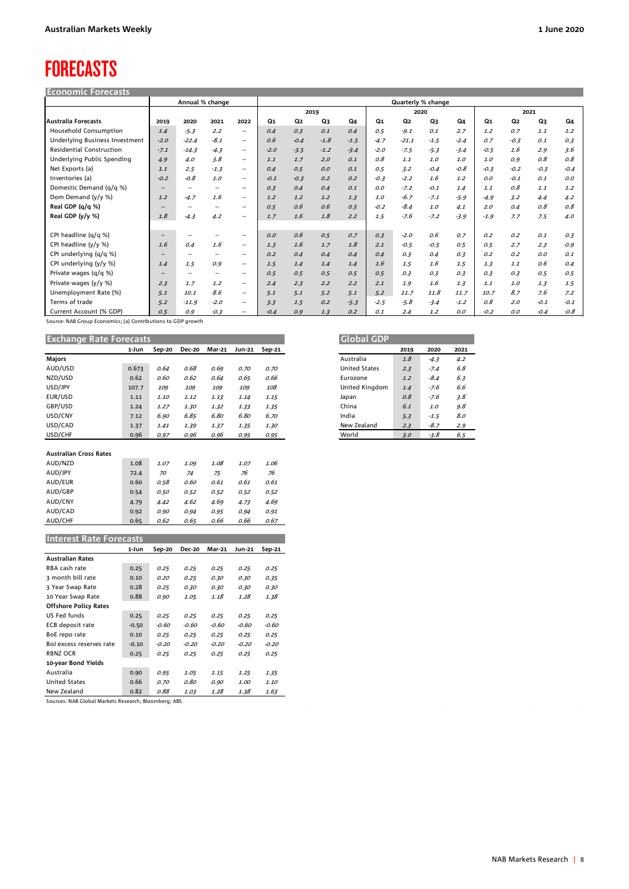# FORECASTS

## Economic Forecasts

| | Annual % change | | | | Quarterly % change | | | | | | | | | | | |
|---|---|---|---|---|---|---|---|---|---|---|---|---|---|---|---|---|
| | | | | | 2019 | | | | 2020 | | | | 2021 | | | |
| **Australia Forecasts** | **2019** | **2020** | **2021** | **2022** | **Q1** | **Q2** | **Q3** | **Q4** | **Q1** | **Q2** | **Q3** | **Q4** | **Q1** | **Q2** | **Q3** | **Q4** |
| Household Consumption | 1.4 | -5.3 | 2.2 | -- | 0.4 | 0.3 | 0.1 | 0.4 | 0.5 | -9.1 | 0.1 | 2.7 | 1.2 | 0.7 | 1.1 | 1.2 |
| Underlying Business Investment | -2.0 | -22.4 | -8.1 | -- | 0.6 | -0.4 | -1.8 | -1.5 | -4.7 | -21.1 | -1.5 | -2.4 | 0.7 | -0.3 | 0.1 | 0.3 |
| Residential Construction | -7.1 | -14.3 | -4.3 | -- | -2.0 | -3.5 | -1.2 | -3.4 | -2.0 | -7.5 | -5.3 | -3.4 | -0.5 | 1.6 | 2.9 | 3.6 |
| Underlying Public Spending | 4.9 | 4.0 | 3.8 | -- | 1.1 | 1.7 | 2.0 | 0.1 | 0.8 | 1.1 | 1.0 | 1.0 | 1.0 | 0.9 | 0.8 | 0.8 |
| Net Exports (a) | 1.1 | 2.5 | -1.3 | -- | 0.4 | 0.5 | 0.0 | 0.1 | 0.5 | 3.2 | -0.4 | -0.8 | -0.3 | -0.2 | -0.3 | -0.4 |
| Inventories (a) | -0.2 | -0.8 | 1.0 | -- | -0.1 | -0.3 | 0.2 | 0.2 | -0.3 | -2.2 | 1.6 | 1.2 | 0.0 | -0.1 | 0.1 | 0.0 |
| Domestic Demand (q/q %) | -- | -- | -- | -- | 0.3 | 0.4 | 0.4 | 0.1 | 0.0 | -7.2 | -0.1 | 1.4 | 1.1 | 0.8 | 1.1 | 1.2 |
| Dom Demand (y/y %) | 1.2 | -4.7 | 1.6 | -- | 1.2 | 1.2 | 1.2 | 1.3 | 1.0 | -6.7 | -7.1 | -5.9 | -4.9 | 3.2 | 4.4 | 4.2 |
| **Real GDP (q/q %)** | -- | -- | -- | -- | 0.5 | 0.6 | 0.6 | 0.5 | -0.2 | -8.4 | 1.0 | 4.1 | 2.0 | 0.4 | 0.8 | 0.8 |
| **Real GDP (y/y %)** | 1.8 | -4.3 | 4.2 | -- | 1.7 | 1.6 | 1.8 | 2.2 | 1.5 | -7.6 | -7.2 | -3.9 | -1.9 | 7.7 | 7.5 | 4.0 |
| | | | | | | | | | | | | | | | | |
| CPI headline (q/q %) | -- | -- | -- | -- | 0.0 | 0.6 | 0.5 | 0.7 | 0.3 | -2.0 | 0.6 | 0.7 | 0.2 | 0.2 | 0.1 | 0.3 |
| CPI headline (y/y %) | 1.6 | 0.4 | 1.6 | -- | 1.3 | 1.6 | 1.7 | 1.8 | 2.1 | -0.5 | -0.5 | 0.5 | 0.5 | 2.7 | 2.3 | 0.9 |
| CPI underlying (q/q %) | -- | -- | -- | -- | 0.2 | 0.4 | 0.4 | 0.4 | 0.4 | 0.3 | 0.4 | 0.3 | 0.2 | 0.2 | 0.0 | 0.1 |
| CPI underlying (y/y %) | 1.4 | 1.5 | 0.9 | -- | 1.5 | 1.4 | 1.4 | 1.4 | 1.6 | 1.5 | 1.6 | 1.5 | 1.3 | 1.1 | 0.6 | 0.4 |
| Private wages (q/q %) | -- | -- | -- | -- | 0.5 | 0.5 | 0.5 | 0.5 | 0.5 | 0.3 | 0.3 | 0.3 | 0.3 | 0.3 | 0.5 | 0.5 |
| Private wages (y/y %) | 2.3 | 1.7 | 1.2 | -- | 2.4 | 2.3 | 2.2 | 2.2 | 2.1 | 1.9 | 1.6 | 1.3 | 1.1 | 1.0 | 1.3 | 1.5 |
| Unemployment Rate (%) | 5.1 | 10.1 | 8.6 | -- | 5.1 | 5.1 | 5.2 | 5.1 | 5.2 | 11.7 | 11.8 | 11.7 | 10.7 | 8.7 | 7.6 | 7.2 |
| Terms of trade | 5.2 | -11.9 | -2.0 | -- | 3.3 | 1.5 | 0.2 | -5.3 | -2.5 | -5.8 | -3.4 | -1.2 | 0.8 | 2.0 | -0.1 | -0.1 |
| Current Account (% GDP) | 0.5 | 0.9 | -0.3 | -- | -0.4 | 0.9 | 1.3 | 0.2 | 0.1 | 2.4 | 1.2 | 0.0 | -0.2 | 0.0 | -0.4 | -0.8 |

Source: NAB Group Economics; (a) Contributions to GDP growth

## Exchange Rate Forecasts

| | 1-Jun | Sep-20 | Dec-20 | Mar-21 | Jun-21 | Sep-21 |
|---|---|---|---|---|---|---|
| **Majors** | | | | | | |
| AUD/USD | 0.673 | 0.64 | 0.68 | 0.69 | 0.70 | 0.70 |
| NZD/USD | 0.62 | 0.60 | 0.62 | 0.64 | 0.65 | 0.66 |
| USD/JPY | 107.7 | 109 | 109 | 109 | 109 | 108 |
| EUR/USD | 1.11 | 1.10 | 1.12 | 1.13 | 1.14 | 1.15 |
| GBP/USD | 1.24 | 1.27 | 1.30 | 1.32 | 1.33 | 1.35 |
| USD/CNY | 7.12 | 6.90 | 6.85 | 6.80 | 6.80 | 6.70 |
| USD/CAD | 1.37 | 1.41 | 1.39 | 1.37 | 1.35 | 1.30 |
| USD/CHF | 0.96 | 0.97 | 0.96 | 0.96 | 0.95 | 0.95 |
| | | | | | | |
| **Australian Cross Rates** | | | | | | |
| AUD/NZD | 1.08 | 1.07 | 1.09 | 1.08 | 1.07 | 1.06 |
| AUD/JPY | 72.4 | 70 | 74 | 75 | 76 | 76 |
| AUD/EUR | 0.60 | 0.58 | 0.60 | 0.61 | 0.61 | 0.61 |
| AUD/GBP | 0.54 | 0.50 | 0.52 | 0.52 | 0.52 | 0.52 |
| AUD/CNY | 4.79 | 4.42 | 4.62 | 4.69 | 4.73 | 4.69 |
| AUD/CAD | 0.92 | 0.90 | 0.94 | 0.95 | 0.94 | 0.91 |
| AUD/CHF | 0.65 | 0.62 | 0.65 | 0.66 | 0.66 | 0.67 |

## Interest Rate Forecasts

| | 1-Jun | Sep-20 | Dec-20 | Mar-21 | Jun-21 | Sep-21 |
|---|---|---|---|---|---|---|
| **Australian Rates** | | | | | | |
| RBA cash rate | 0.25 | 0.25 | 0.25 | 0.25 | 0.25 | 0.25 |
| 3 month bill rate | 0.10 | 0.20 | 0.25 | 0.30 | 0.30 | 0.35 |
| 3 Year Swap Rate | 0.28 | 0.25 | 0.30 | 0.30 | 0.30 | 0.30 |
| 10 Year Swap Rate | 0.88 | 0.90 | 1.05 | 1.18 | 1.28 | 1.38 |
| **Offshore Policy Rates** | | | | | | |
| US Fed funds | 0.25 | 0.25 | 0.25 | 0.25 | 0.25 | 0.25 |
| ECB deposit rate | -0.50 | -0.60 | -0.60 | -0.60 | -0.60 | -0.60 |
| BoE repo rate | 0.10 | 0.25 | 0.25 | 0.25 | 0.25 | 0.25 |
| BoJ excess reserves rate | -0.10 | -0.20 | -0.20 | -0.20 | -0.20 | -0.20 |
| RBNZ OCR | 0.25 | 0.25 | 0.25 | 0.25 | 0.25 | 0.25 |
| **10-year Bond Yields** | | | | | | |
| Australia | 0.90 | 0.95 | 1.05 | 1.15 | 1.25 | 1.35 |
| United States | 0.66 | 0.70 | 0.80 | 0.90 | 1.00 | 1.10 |
| New Zealand | 0.82 | 0.88 | 1.03 | 1.28 | 1.38 | 1.63 |

Sources: NAB Global Markets Research; Bloomberg; ABS

## Global GDP

| | 2019 | 2020 | 2021 |
|---|---|---|---|
| Australia | 1.8 | -4.3 | 4.2 |
| United States | 2.3 | -7.4 | 6.8 |
| Eurozone | 1.2 | -8.4 | 6.3 |
| United Kingdom | 1.4 | -7.6 | 6.6 |
| Japan | 0.8 | -7.6 | 3.8 |
| China | 6.1 | 1.0 | 9.8 |
| India | 5.3 | -1.5 | 8.0 |
| New Zealand | 2.3 | -8.7 | 2.9 |
| World | 3.0 | -3.8 | 6.5 |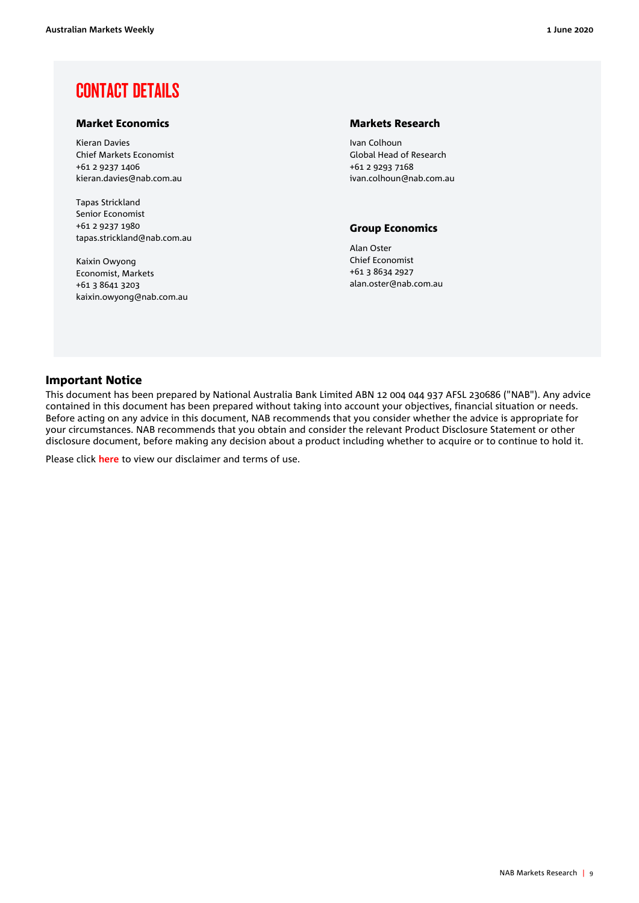# CONTACT DETAILS

## Market Economics

Kieran Davies
Chief Markets Economist
+61 2 9237 1406
kieran.davies@nab.com.au

Tapas Strickland
Senior Economist
+61 2 9237 1980
tapas.strickland@nab.com.au

Kaixin Owyong
Economist, Markets
+61 3 8641 3203
kaixin.owyong@nab.com.au

## Markets Research

Ivan Colhoun
Global Head of Research
+61 2 9293 7168
ivan.colhoun@nab.com.au

## Group Economics

Alan Oster
Chief Economist
+61 3 8634 2927
alan.oster@nab.com.au

## Important Notice

This document has been prepared by National Australia Bank Limited ABN 12 004 044 937 AFSL 230686 ("NAB"). Any advice contained in this document has been prepared without taking into account your objectives, financial situation or needs. Before acting on any advice in this document, NAB recommends that you consider whether the advice is appropriate for your circumstances. NAB recommends that you obtain and consider the relevant Product Disclosure Statement or other disclosure document, before making any decision about a product including whether to acquire or to continue to hold it.

Please click **here** to view our disclaimer and terms of use.